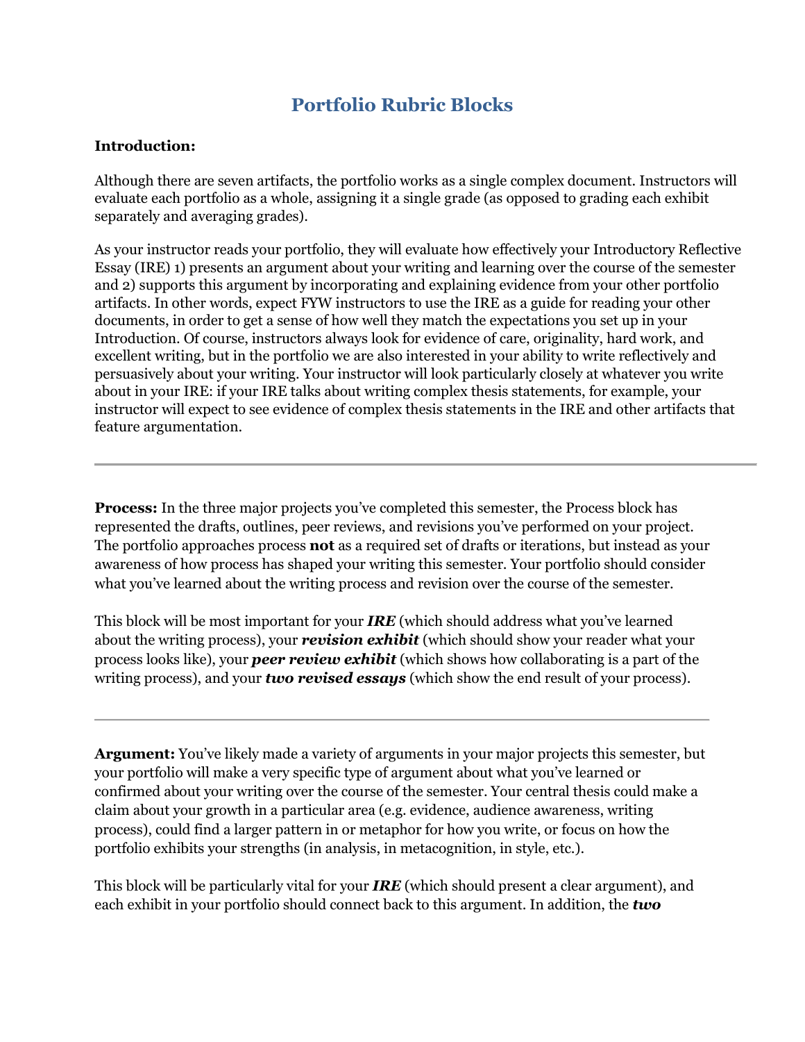# Portfolio Rubric Blocks

**Introduction:**

Although there are seven artifacts, the portfolio works as a single complex document. Instructors will evaluate each portfolio as a whole, assigning it a single grade (as opposed to grading each exhibit separately and averaging grades).

As your instructor reads your portfolio, they will evaluate how effectively your Introductory Reflective Essay (IRE) 1) presents an argument about your writing and learning over the course of the semester and 2) supports this argument by incorporating and explaining evidence from your other portfolio artifacts. In other words, expect FYW instructors to use the IRE as a guide for reading your other documents, in order to get a sense of how well they match the expectations you set up in your Introduction. Of course, instructors always look for evidence of care, originality, hard work, and excellent writing, but in the portfolio we are also interested in your ability to write reflectively and persuasively about your writing. Your instructor will look particularly closely at whatever you write about in your IRE: if your IRE talks about writing complex thesis statements, for example, your instructor will expect to see evidence of complex thesis statements in the IRE and other artifacts that feature argumentation.

---

**Process:** In the three major projects you've completed this semester, the Process block has represented the drafts, outlines, peer reviews, and revisions you've performed on your project. The portfolio approaches process **not** as a required set of drafts or iterations, but instead as your awareness of how process has shaped your writing this semester. Your portfolio should consider what you've learned about the writing process and revision over the course of the semester.

This block will be most important for your ***IRE*** (which should address what you've learned about the writing process), your ***revision exhibit*** (which should show your reader what your process looks like), your ***peer review exhibit*** (which shows how collaborating is a part of the writing process), and your ***two revised essays*** (which show the end result of your process).

---

**Argument:** You've likely made a variety of arguments in your major projects this semester, but your portfolio will make a very specific type of argument about what you've learned or confirmed about your writing over the course of the semester. Your central thesis could make a claim about your growth in a particular area (e.g. evidence, audience awareness, writing process), could find a larger pattern in or metaphor for how you write, or focus on how the portfolio exhibits your strengths (in analysis, in metacognition, in style, etc.).

This block will be particularly vital for your ***IRE*** (which should present a clear argument), and each exhibit in your portfolio should connect back to this argument. In addition, the ***two***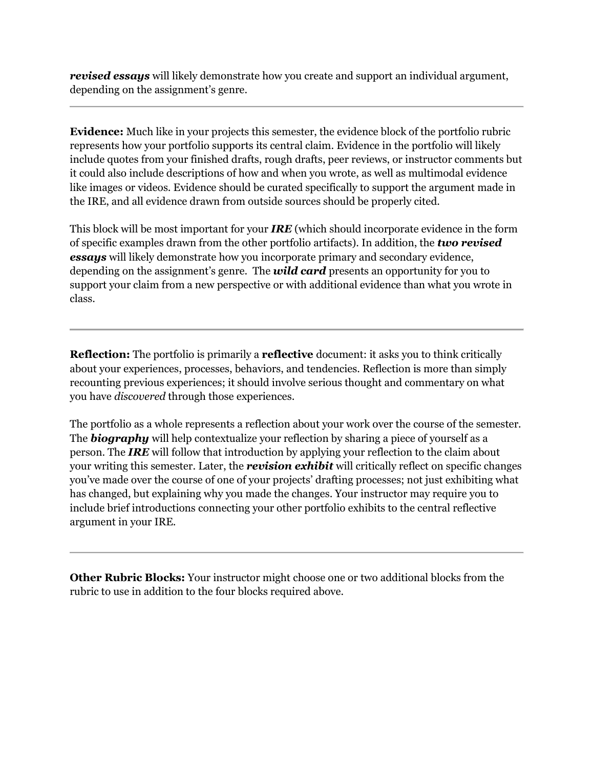***revised essays*** will likely demonstrate how you create and support an individual argument, depending on the assignment's genre.

---

**Evidence:** Much like in your projects this semester, the evidence block of the portfolio rubric represents how your portfolio supports its central claim. Evidence in the portfolio will likely include quotes from your finished drafts, rough drafts, peer reviews, or instructor comments but it could also include descriptions of how and when you wrote, as well as multimodal evidence like images or videos. Evidence should be curated specifically to support the argument made in the IRE, and all evidence drawn from outside sources should be properly cited.

This block will be most important for your ***IRE*** (which should incorporate evidence in the form of specific examples drawn from the other portfolio artifacts). In addition, the ***two revised essays*** will likely demonstrate how you incorporate primary and secondary evidence, depending on the assignment's genre. The ***wild card*** presents an opportunity for you to support your claim from a new perspective or with additional evidence than what you wrote in class.

---

**Reflection:** The portfolio is primarily a **reflective** document: it asks you to think critically about your experiences, processes, behaviors, and tendencies. Reflection is more than simply recounting previous experiences; it should involve serious thought and commentary on what you have *discovered* through those experiences.

The portfolio as a whole represents a reflection about your work over the course of the semester. The ***biography*** will help contextualize your reflection by sharing a piece of yourself as a person. The ***IRE*** will follow that introduction by applying your reflection to the claim about your writing this semester. Later, the ***revision exhibit*** will critically reflect on specific changes you've made over the course of one of your projects' drafting processes; not just exhibiting what has changed, but explaining why you made the changes. Your instructor may require you to include brief introductions connecting your other portfolio exhibits to the central reflective argument in your IRE.

---

**Other Rubric Blocks:** Your instructor might choose one or two additional blocks from the rubric to use in addition to the four blocks required above.